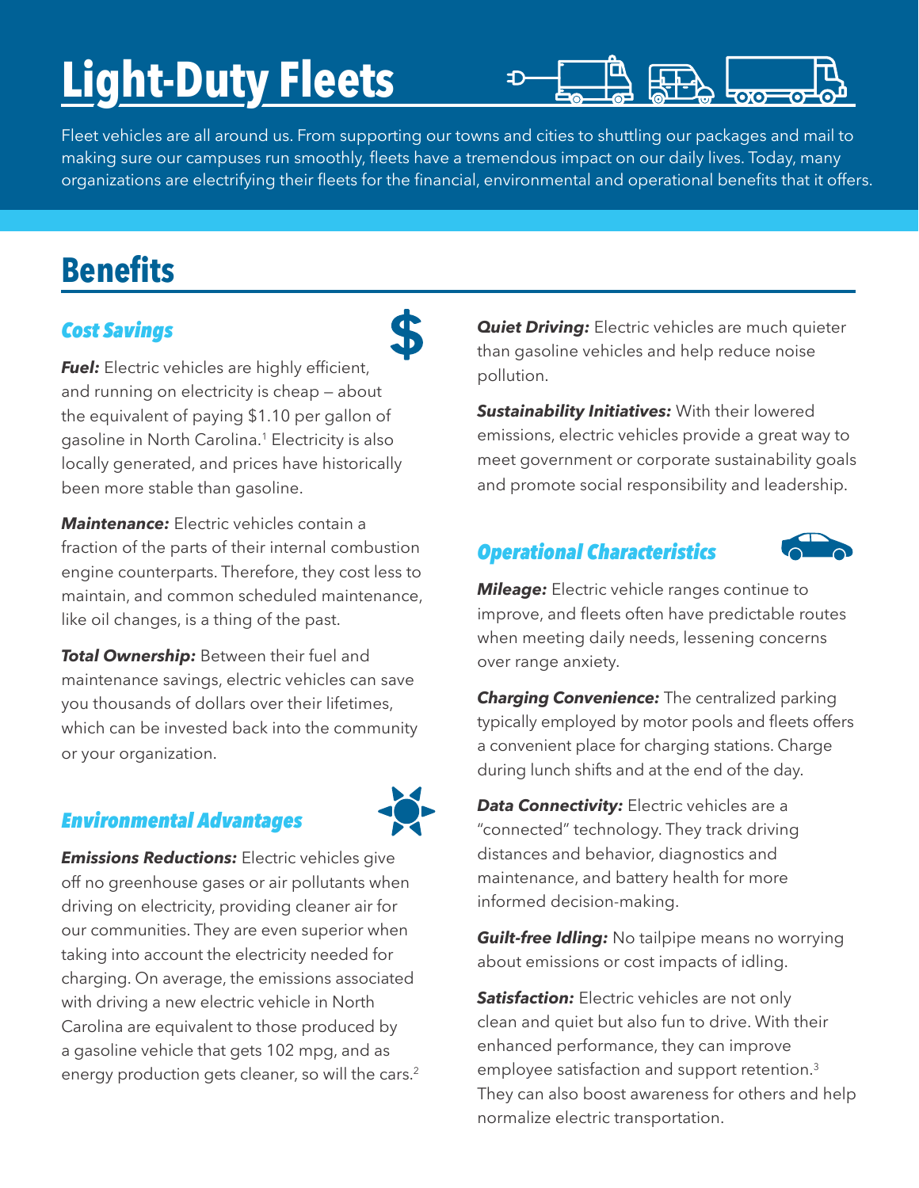# Light-Duty Fleets

Fleet vehicles are all around us. From supporting our towns and cities to shuttling our packages and mail to making sure our campuses run smoothly, fleets have a tremendous impact on our daily lives. Today, many organizations are electrifying their fleets for the financial, environmental and operational benefits that it offers.

## Benefits

### Cost Savings

***Fuel:*** Electric vehicles are highly efficient, and running on electricity is cheap — about the equivalent of paying $1.10 per gallon of gasoline in North Carolina.[1] Electricity is also locally generated, and prices have historically been more stable than gasoline.

***Maintenance:*** Electric vehicles contain a fraction of the parts of their internal combustion engine counterparts. Therefore, they cost less to maintain, and common scheduled maintenance, like oil changes, is a thing of the past.

***Total Ownership:*** Between their fuel and maintenance savings, electric vehicles can save you thousands of dollars over their lifetimes, which can be invested back into the community or your organization.

### Environmental Advantages

***Emissions Reductions:*** Electric vehicles give off no greenhouse gases or air pollutants when driving on electricity, providing cleaner air for our communities. They are even superior when taking into account the electricity needed for charging. On average, the emissions associated with driving a new electric vehicle in North Carolina are equivalent to those produced by a gasoline vehicle that gets 102 mpg, and as energy production gets cleaner, so will the cars.[2]

***Quiet Driving:*** Electric vehicles are much quieter than gasoline vehicles and help reduce noise pollution.

***Sustainability Initiatives:*** With their lowered emissions, electric vehicles provide a great way to meet government or corporate sustainability goals and promote social responsibility and leadership.

### Operational Characteristics

***Mileage:*** Electric vehicle ranges continue to improve, and fleets often have predictable routes when meeting daily needs, lessening concerns over range anxiety.

***Charging Convenience:*** The centralized parking typically employed by motor pools and fleets offers a convenient place for charging stations. Charge during lunch shifts and at the end of the day.

***Data Connectivity:*** Electric vehicles are a "connected" technology. They track driving distances and behavior, diagnostics and maintenance, and battery health for more informed decision-making.

***Guilt-free Idling:*** No tailpipe means no worrying about emissions or cost impacts of idling.

***Satisfaction:*** Electric vehicles are not only clean and quiet but also fun to drive. With their enhanced performance, they can improve employee satisfaction and support retention.[3] They can also boost awareness for others and help normalize electric transportation.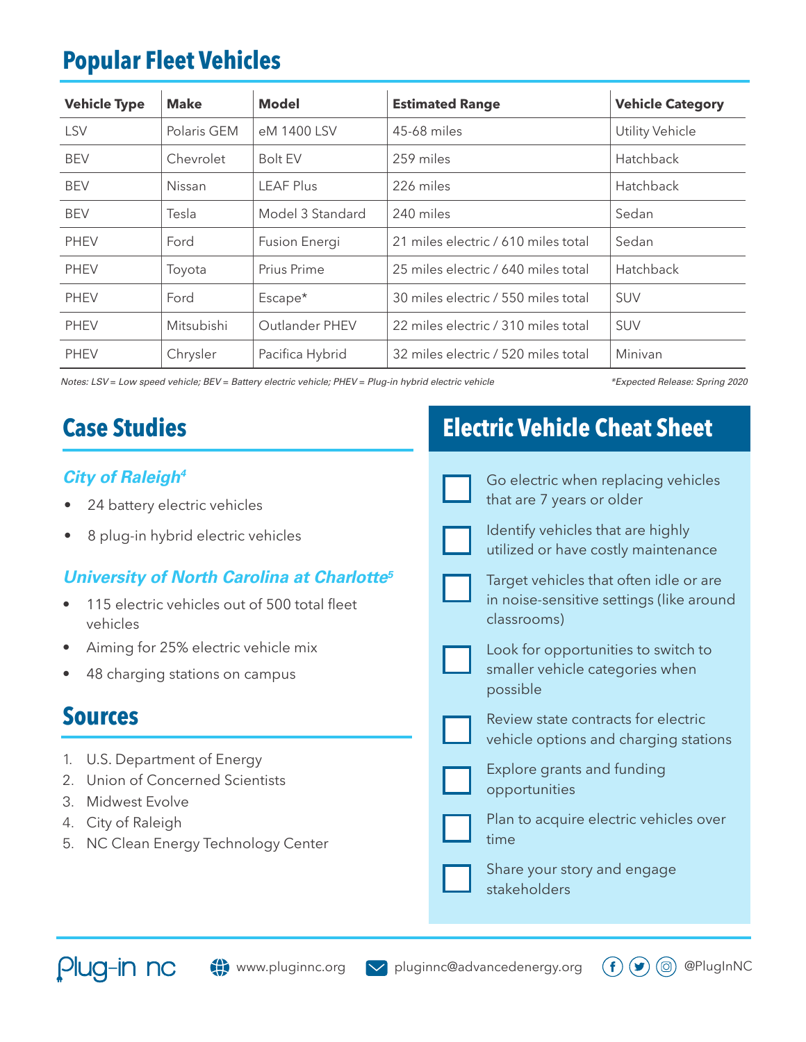## Popular Fleet Vehicles

| Vehicle Type | Make | Model | Estimated Range | Vehicle Category |
|---|---|---|---|---|
| LSV | Polaris GEM | eM 1400 LSV | 45-68 miles | Utility Vehicle |
| BEV | Chevrolet | Bolt EV | 259 miles | Hatchback |
| BEV | Nissan | LEAF Plus | 226 miles | Hatchback |
| BEV | Tesla | Model 3 Standard | 240 miles | Sedan |
| PHEV | Ford | Fusion Energi | 21 miles electric / 610 miles total | Sedan |
| PHEV | Toyota | Prius Prime | 25 miles electric / 640 miles total | Hatchback |
| PHEV | Ford | Escape* | 30 miles electric / 550 miles total | SUV |
| PHEV | Mitsubishi | Outlander PHEV | 22 miles electric / 310 miles total | SUV |
| PHEV | Chrysler | Pacifica Hybrid | 32 miles electric / 520 miles total | Minivan |

*Notes: LSV = Low speed vehicle; BEV = Battery electric vehicle; PHEV = Plug-in hybrid electric vehicle*

**Expected Release: Spring 2020*

## Case Studies

### *City of Raleigh[4]*

- 24 battery electric vehicles
- 8 plug-in hybrid electric vehicles

### *University of North Carolina at Charlotte[5]*

- 115 electric vehicles out of 500 total fleet vehicles
- Aiming for 25% electric vehicle mix
- 48 charging stations on campus

## Sources

1. U.S. Department of Energy
2. Union of Concerned Scientists
3. Midwest Evolve
4. City of Raleigh
5. NC Clean Energy Technology Center

## Electric Vehicle Cheat Sheet

- [ ] Go electric when replacing vehicles that are 7 years or older
- [ ] Identify vehicles that are highly utilized or have costly maintenance
- [ ] Target vehicles that often idle or are in noise-sensitive settings (like around classrooms)
- [ ] Look for opportunities to switch to smaller vehicle categories when possible
- [ ] Review state contracts for electric vehicle options and charging stations
- [ ] Explore grants and funding opportunities
- [ ] Plan to acquire electric vehicles over time
- [ ] Share your story and engage stakeholders

Plug-in nc www.pluginnc.org pluginnc@advancedenergy.org @PlugInNC